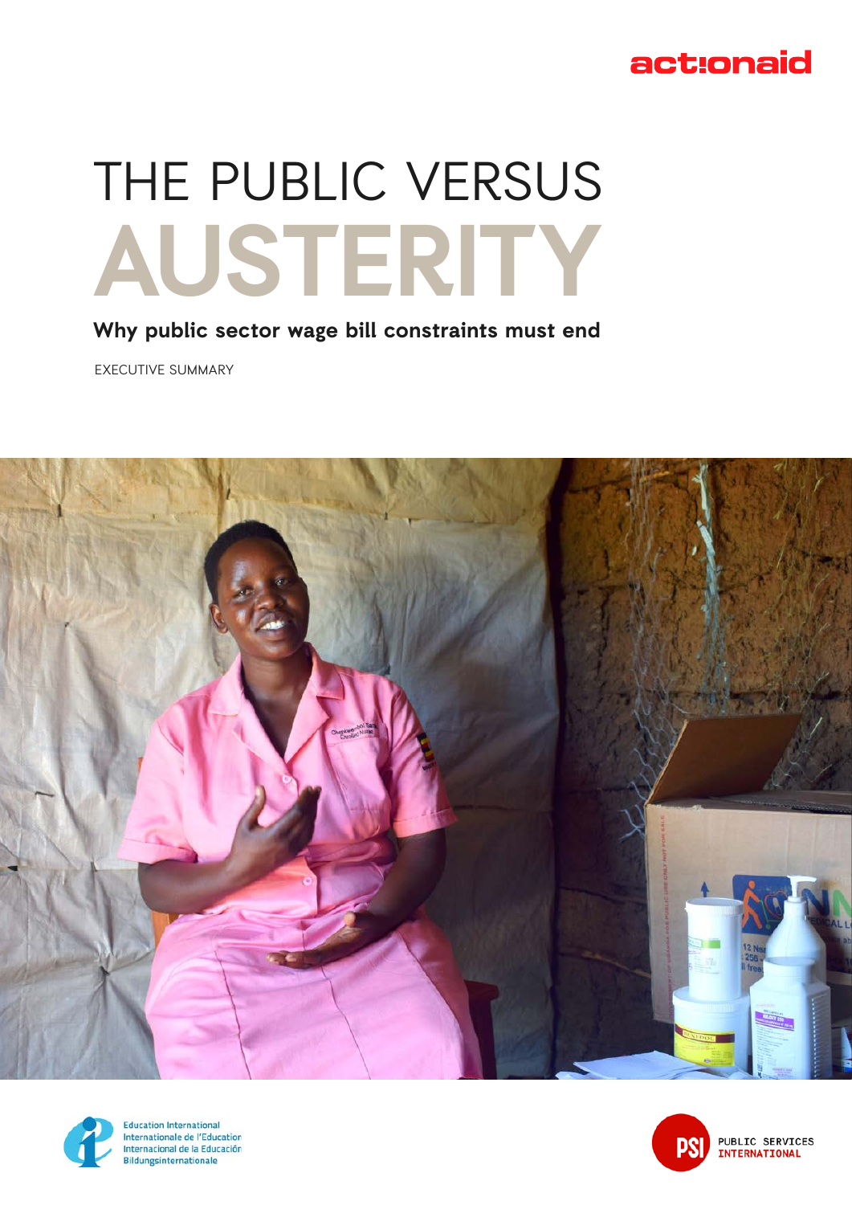actionaid

# THE PUBLIC VERSUS AUSTERITY

## Why public sector wage bill constraints must end

EXECUTIVE SUMMARY

Education International
Internationale de l'Education
Internacional de la Educación
Bildungsinternationale

PSI PUBLIC SERVICES INTERNATIONAL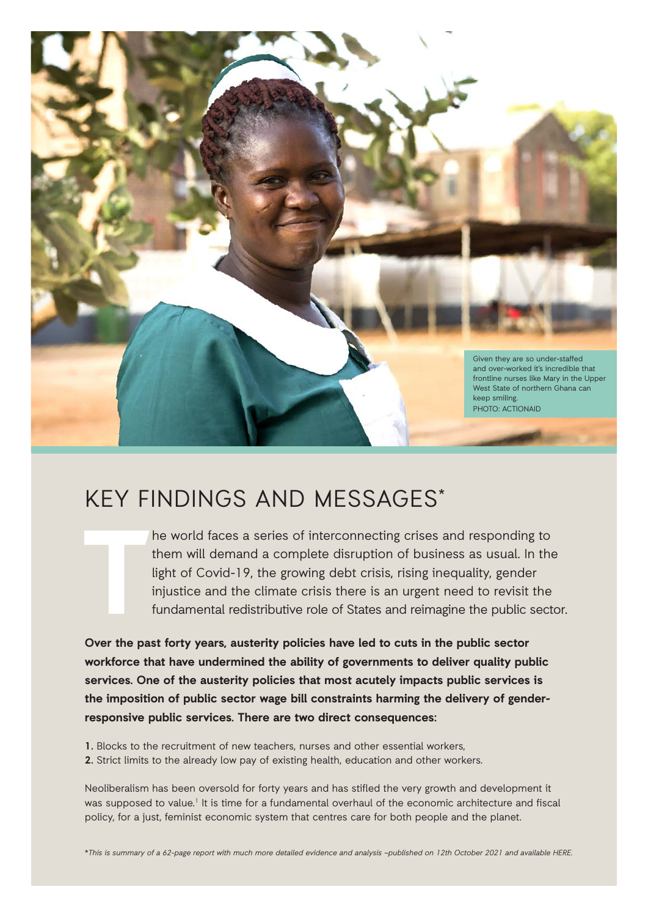Given they are so under-staffed and over-worked it's incredible that frontline nurses like Mary in the Upper West State of northern Ghana can keep smiling.
PHOTO: ACTIONAID

# KEY FINDINGS AND MESSAGES*

The world faces a series of interconnecting crises and responding to them will demand a complete disruption of business as usual. In the light of Covid-19, the growing debt crisis, rising inequality, gender injustice and the climate crisis there is an urgent need to revisit the fundamental redistributive role of States and reimagine the public sector.

**Over the past forty years, austerity policies have led to cuts in the public sector workforce that have undermined the ability of governments to deliver quality public services. One of the austerity policies that most acutely impacts public services is the imposition of public sector wage bill constraints harming the delivery of gender-responsive public services. There are two direct consequences:**

1. Blocks to the recruitment of new teachers, nurses and other essential workers,
2. Strict limits to the already low pay of existing health, education and other workers.

Neoliberalism has been oversold for forty years and has stifled the very growth and development it was supposed to value.[1] It is time for a fundamental overhaul of the economic architecture and fiscal policy, for a just, feminist economic system that centres care for both people and the planet.

**This is summary of a 62-page report with much more detailed evidence and analysis –published on 12th October 2021 and available HERE.*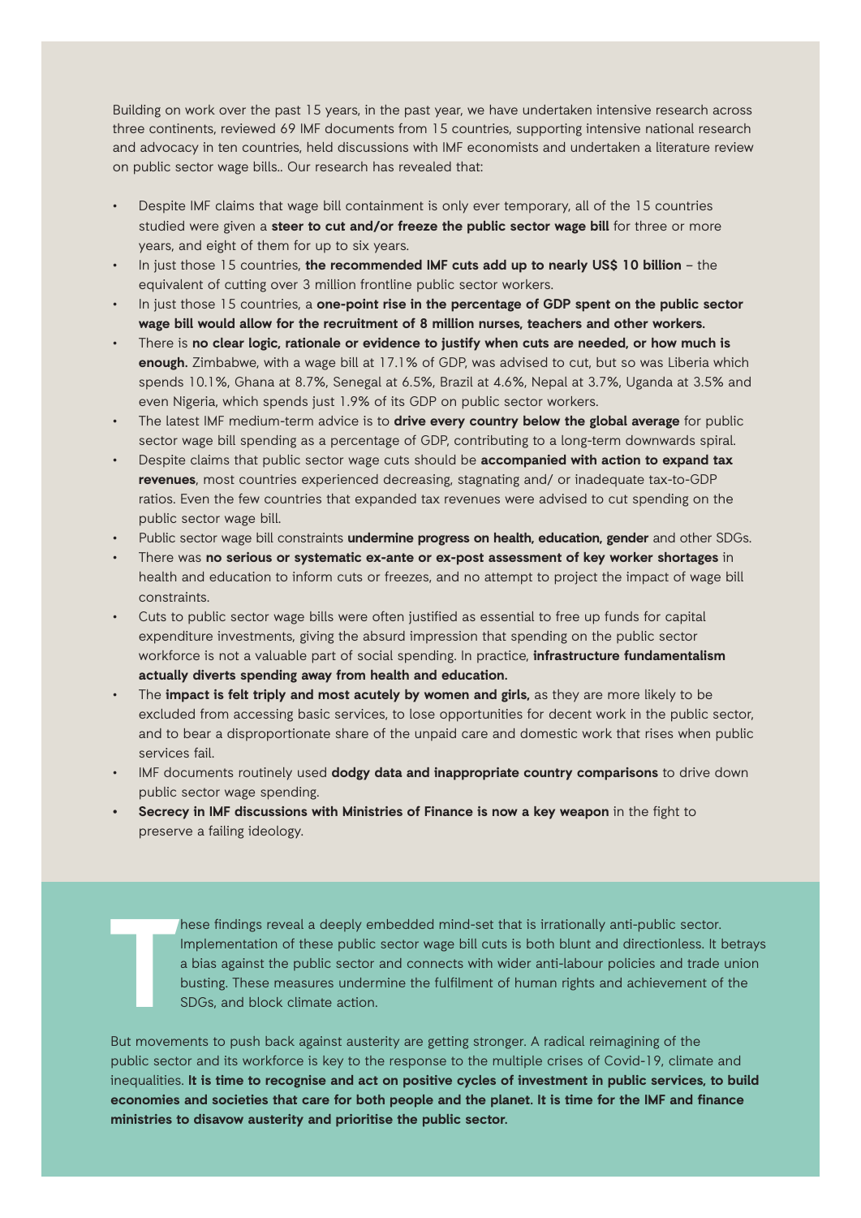Building on work over the past 15 years, in the past year, we have undertaken intensive research across three continents, reviewed 69 IMF documents from 15 countries, supporting intensive national research and advocacy in ten countries, held discussions with IMF economists and undertaken a literature review on public sector wage bills.. Our research has revealed that:

- Despite IMF claims that wage bill containment is only ever temporary, all of the 15 countries studied were given a **steer to cut and/or freeze the public sector wage bill** for three or more years, and eight of them for up to six years.
- In just those 15 countries, **the recommended IMF cuts add up to nearly US$ 10 billion** – the equivalent of cutting over 3 million frontline public sector workers.
- In just those 15 countries, a **one-point rise in the percentage of GDP spent on the public sector wage bill would allow for the recruitment of 8 million nurses, teachers and other workers.**
- There is **no clear logic, rationale or evidence to justify when cuts are needed, or how much is enough.** Zimbabwe, with a wage bill at 17.1% of GDP, was advised to cut, but so was Liberia which spends 10.1%, Ghana at 8.7%, Senegal at 6.5%, Brazil at 4.6%, Nepal at 3.7%, Uganda at 3.5% and even Nigeria, which spends just 1.9% of its GDP on public sector workers.
- The latest IMF medium-term advice is to **drive every country below the global average** for public sector wage bill spending as a percentage of GDP, contributing to a long-term downwards spiral.
- Despite claims that public sector wage cuts should be **accompanied with action to expand tax revenues**, most countries experienced decreasing, stagnating and/ or inadequate tax-to-GDP ratios. Even the few countries that expanded tax revenues were advised to cut spending on the public sector wage bill.
- Public sector wage bill constraints **undermine progress on health, education, gender** and other SDGs.
- There was **no serious or systematic ex-ante or ex-post assessment of key worker shortages** in health and education to inform cuts or freezes, and no attempt to project the impact of wage bill constraints.
- Cuts to public sector wage bills were often justified as essential to free up funds for capital expenditure investments, giving the absurd impression that spending on the public sector workforce is not a valuable part of social spending. In practice, **infrastructure fundamentalism actually diverts spending away from health and education.**
- The **impact is felt triply and most acutely by women and girls,** as they are more likely to be excluded from accessing basic services, to lose opportunities for decent work in the public sector, and to bear a disproportionate share of the unpaid care and domestic work that rises when public services fail.
- IMF documents routinely used **dodgy data and inappropriate country comparisons** to drive down public sector wage spending.
- **Secrecy in IMF discussions with Ministries of Finance is now a key weapon** in the fight to preserve a failing ideology.

These findings reveal a deeply embedded mind-set that is irrationally anti-public sector. Implementation of these public sector wage bill cuts is both blunt and directionless. It betrays a bias against the public sector and connects with wider anti-labour policies and trade union busting. These measures undermine the fulfilment of human rights and achievement of the SDGs, and block climate action.

But movements to push back against austerity are getting stronger. A radical reimagining of the public sector and its workforce is key to the response to the multiple crises of Covid-19, climate and inequalities. **It is time to recognise and act on positive cycles of investment in public services, to build economies and societies that care for both people and the planet. It is time for the IMF and finance ministries to disavow austerity and prioritise the public sector.**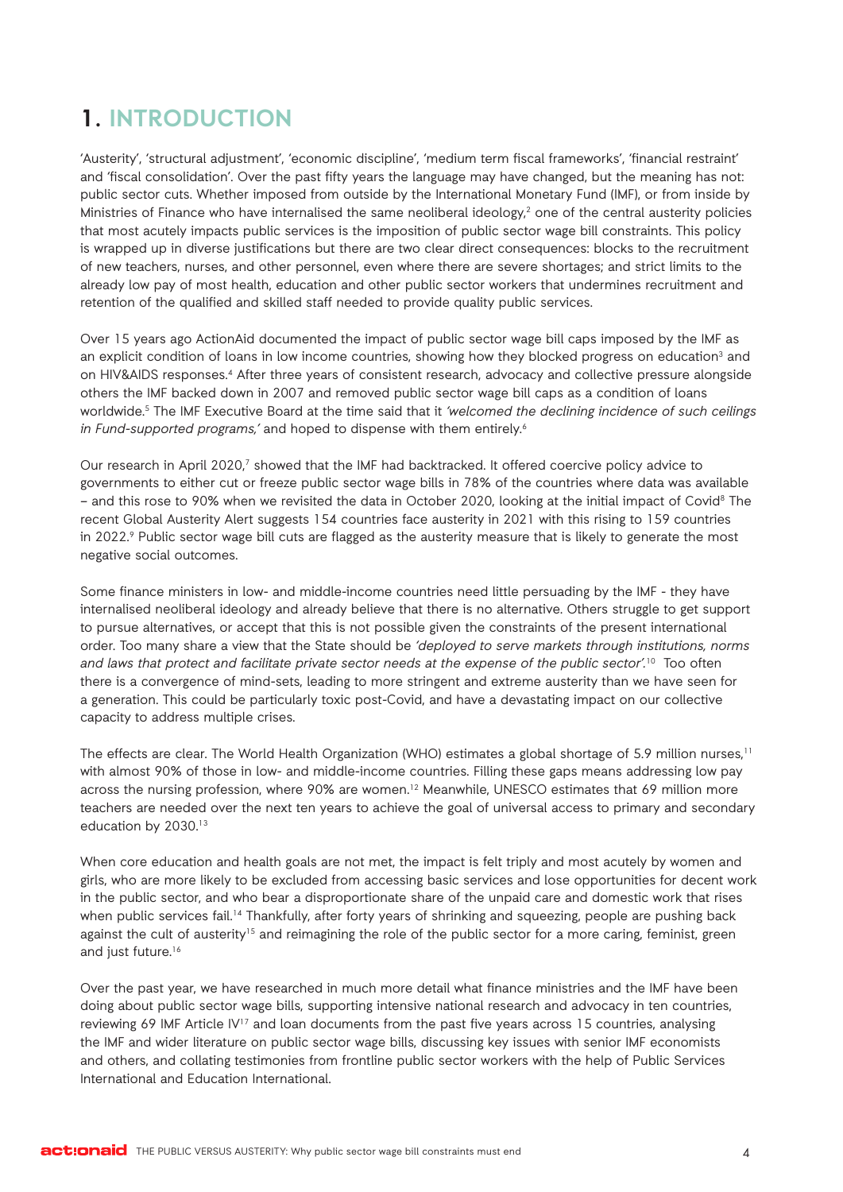# 1. INTRODUCTION

'Austerity', 'structural adjustment', 'economic discipline', 'medium term fiscal frameworks', 'financial restraint' and 'fiscal consolidation'. Over the past fifty years the language may have changed, but the meaning has not: public sector cuts. Whether imposed from outside by the International Monetary Fund (IMF), or from inside by Ministries of Finance who have internalised the same neoliberal ideology,[2] one of the central austerity policies that most acutely impacts public services is the imposition of public sector wage bill constraints. This policy is wrapped up in diverse justifications but there are two clear direct consequences: blocks to the recruitment of new teachers, nurses, and other personnel, even where there are severe shortages; and strict limits to the already low pay of most health, education and other public sector workers that undermines recruitment and retention of the qualified and skilled staff needed to provide quality public services.

Over 15 years ago ActionAid documented the impact of public sector wage bill caps imposed by the IMF as an explicit condition of loans in low income countries, showing how they blocked progress on education[3] and on HIV&AIDS responses.[4] After three years of consistent research, advocacy and collective pressure alongside others the IMF backed down in 2007 and removed public sector wage bill caps as a condition of loans worldwide.[5] The IMF Executive Board at the time said that it *'welcomed the declining incidence of such ceilings in Fund-supported programs,'* and hoped to dispense with them entirely.[6]

Our research in April 2020,[7] showed that the IMF had backtracked. It offered coercive policy advice to governments to either cut or freeze public sector wage bills in 78% of the countries where data was available – and this rose to 90% when we revisited the data in October 2020, looking at the initial impact of Covid[8] The recent Global Austerity Alert suggests 154 countries face austerity in 2021 with this rising to 159 countries in 2022.[9] Public sector wage bill cuts are flagged as the austerity measure that is likely to generate the most negative social outcomes.

Some finance ministers in low- and middle-income countries need little persuading by the IMF - they have internalised neoliberal ideology and already believe that there is no alternative. Others struggle to get support to pursue alternatives, or accept that this is not possible given the constraints of the present international order. Too many share a view that the State should be *'deployed to serve markets through institutions, norms and laws that protect and facilitate private sector needs at the expense of the public sector'.*[10] Too often there is a convergence of mind-sets, leading to more stringent and extreme austerity than we have seen for a generation. This could be particularly toxic post-Covid, and have a devastating impact on our collective capacity to address multiple crises.

The effects are clear. The World Health Organization (WHO) estimates a global shortage of 5.9 million nurses,[11] with almost 90% of those in low- and middle-income countries. Filling these gaps means addressing low pay across the nursing profession, where 90% are women.[12] Meanwhile, UNESCO estimates that 69 million more teachers are needed over the next ten years to achieve the goal of universal access to primary and secondary education by 2030.[13]

When core education and health goals are not met, the impact is felt triply and most acutely by women and girls, who are more likely to be excluded from accessing basic services and lose opportunities for decent work in the public sector, and who bear a disproportionate share of the unpaid care and domestic work that rises when public services fail.[14] Thankfully, after forty years of shrinking and squeezing, people are pushing back against the cult of austerity[15] and reimagining the role of the public sector for a more caring, feminist, green and just future.[16]

Over the past year, we have researched in much more detail what finance ministries and the IMF have been doing about public sector wage bills, supporting intensive national research and advocacy in ten countries, reviewing 69 IMF Article IV[17] and loan documents from the past five years across 15 countries, analysing the IMF and wider literature on public sector wage bills, discussing key issues with senior IMF economists and others, and collating testimonies from frontline public sector workers with the help of Public Services International and Education International.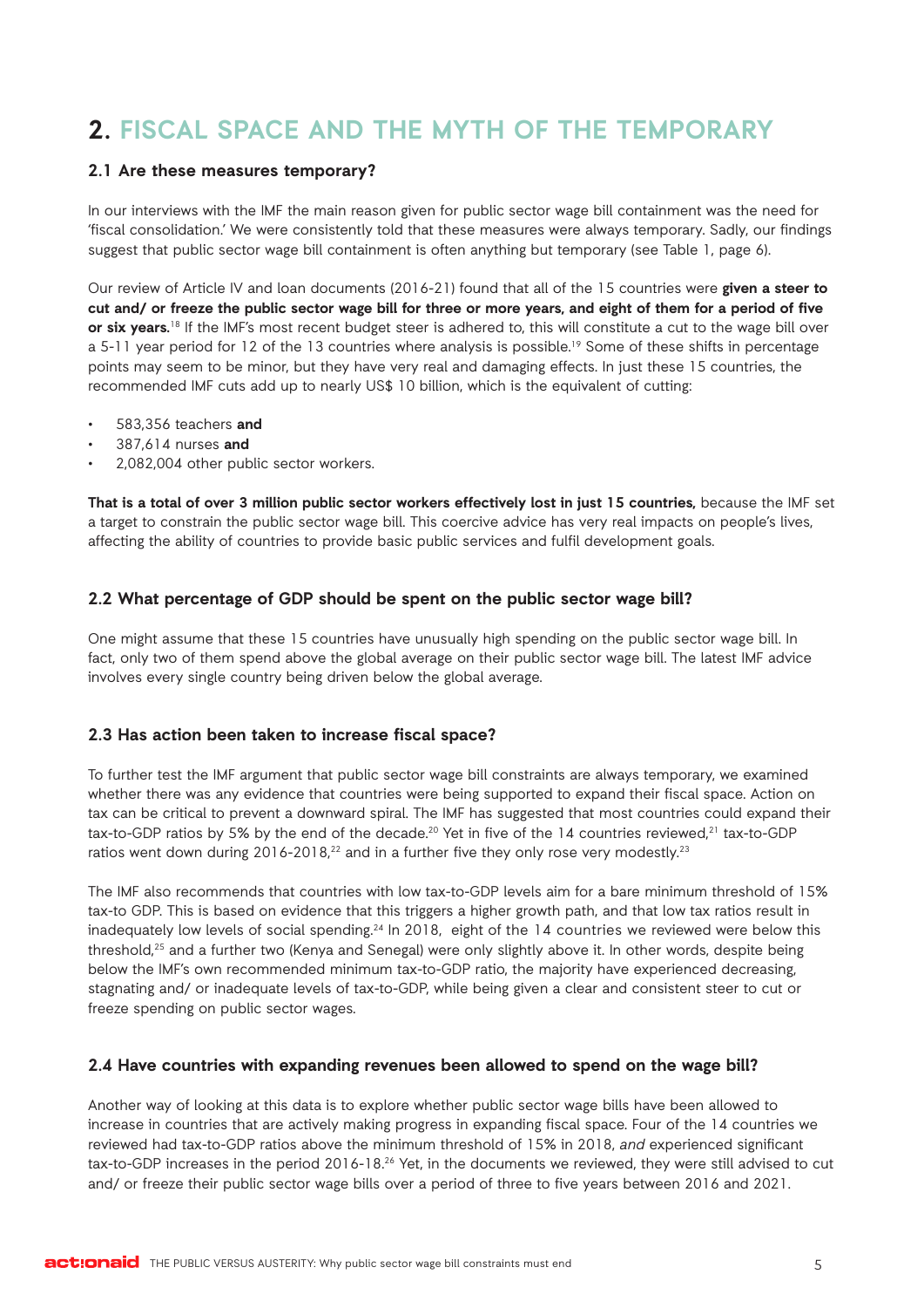## 2. FISCAL SPACE AND THE MYTH OF THE TEMPORARY

### 2.1 Are these measures temporary?

In our interviews with the IMF the main reason given for public sector wage bill containment was the need for 'fiscal consolidation.' We were consistently told that these measures were always temporary. Sadly, our findings suggest that public sector wage bill containment is often anything but temporary (see Table 1, page 6).

Our review of Article IV and loan documents (2016-21) found that all of the 15 countries were **given a steer to cut and/ or freeze the public sector wage bill for three or more years, and eight of them for a period of five or six years.**[18] If the IMF's most recent budget steer is adhered to, this will constitute a cut to the wage bill over a 5-11 year period for 12 of the 13 countries where analysis is possible.[19] Some of these shifts in percentage points may seem to be minor, but they have very real and damaging effects. In just these 15 countries, the recommended IMF cuts add up to nearly US$ 10 billion, which is the equivalent of cutting:

- 583,356 teachers **and**
- 387,614 nurses **and**
- 2,082,004 other public sector workers.

**That is a total of over 3 million public sector workers effectively lost in just 15 countries,** because the IMF set a target to constrain the public sector wage bill. This coercive advice has very real impacts on people's lives, affecting the ability of countries to provide basic public services and fulfil development goals.

### 2.2 What percentage of GDP should be spent on the public sector wage bill?

One might assume that these 15 countries have unusually high spending on the public sector wage bill. In fact, only two of them spend above the global average on their public sector wage bill. The latest IMF advice involves every single country being driven below the global average.

### 2.3 Has action been taken to increase fiscal space?

To further test the IMF argument that public sector wage bill constraints are always temporary, we examined whether there was any evidence that countries were being supported to expand their fiscal space. Action on tax can be critical to prevent a downward spiral. The IMF has suggested that most countries could expand their tax-to-GDP ratios by 5% by the end of the decade.[20] Yet in five of the 14 countries reviewed,[21] tax-to-GDP ratios went down during 2016-2018,[22] and in a further five they only rose very modestly.[23]

The IMF also recommends that countries with low tax-to-GDP levels aim for a bare minimum threshold of 15% tax-to GDP. This is based on evidence that this triggers a higher growth path, and that low tax ratios result in inadequately low levels of social spending.[24] In 2018, eight of the 14 countries we reviewed were below this threshold,[25] and a further two (Kenya and Senegal) were only slightly above it. In other words, despite being below the IMF's own recommended minimum tax-to-GDP ratio, the majority have experienced decreasing, stagnating and/ or inadequate levels of tax-to-GDP, while being given a clear and consistent steer to cut or freeze spending on public sector wages.

### 2.4 Have countries with expanding revenues been allowed to spend on the wage bill?

Another way of looking at this data is to explore whether public sector wage bills have been allowed to increase in countries that are actively making progress in expanding fiscal space. Four of the 14 countries we reviewed had tax-to-GDP ratios above the minimum threshold of 15% in 2018, *and* experienced significant tax-to-GDP increases in the period 2016-18.[26] Yet, in the documents we reviewed, they were still advised to cut and/ or freeze their public sector wage bills over a period of three to five years between 2016 and 2021.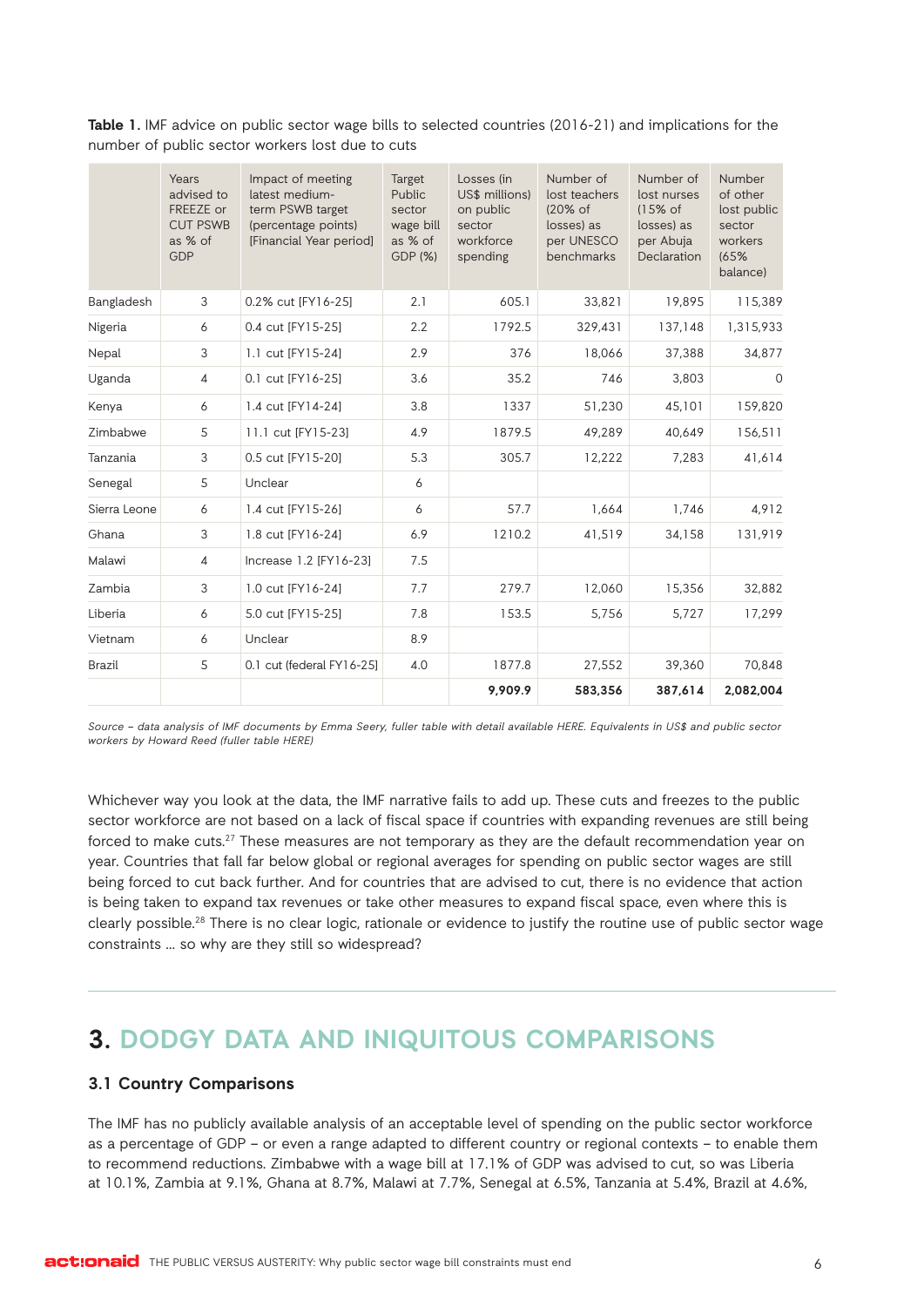**Table 1.** IMF advice on public sector wage bills to selected countries (2016-21) and implications for the number of public sector workers lost due to cuts

| | Years advised to FREEZE or CUT PSWB as % of GDP | Impact of meeting latest medium-term PSWB target (percentage points) [Financial Year period] | Target Public sector wage bill as % of GDP (%) | Losses (in US$ millions) on public sector workforce spending | Number of lost teachers (20% of losses) as per UNESCO benchmarks | Number of lost nurses (15% of losses) as per Abuja Declaration | Number of other lost public sector workers (65% balance) |
|---|---|---|---|---|---|---|---|
| Bangladesh | 3 | 0.2% cut [FY16-25] | 2.1 | 605.1 | 33,821 | 19,895 | 115,389 |
| Nigeria | 6 | 0.4 cut [FY15-25] | 2.2 | 1792.5 | 329,431 | 137,148 | 1,315,933 |
| Nepal | 3 | 1.1 cut [FY15-24] | 2.9 | 376 | 18,066 | 37,388 | 34,877 |
| Uganda | 4 | 0.1 cut [FY16-25] | 3.6 | 35.2 | 746 | 3,803 | 0 |
| Kenya | 6 | 1.4 cut [FY14-24] | 3.8 | 1337 | 51,230 | 45,101 | 159,820 |
| Zimbabwe | 5 | 11.1 cut [FY15-23] | 4.9 | 1879.5 | 49,289 | 40,649 | 156,511 |
| Tanzania | 3 | 0.5 cut [FY15-20] | 5.3 | 305.7 | 12,222 | 7,283 | 41,614 |
| Senegal | 5 | Unclear | 6 | | | | |
| Sierra Leone | 6 | 1.4 cut [FY15-26] | 6 | 57.7 | 1,664 | 1,746 | 4,912 |
| Ghana | 3 | 1.8 cut [FY16-24] | 6.9 | 1210.2 | 41,519 | 34,158 | 131,919 |
| Malawi | 4 | Increase 1.2 [FY16-23] | 7.5 | | | | |
| Zambia | 3 | 1.0 cut [FY16-24] | 7.7 | 279.7 | 12,060 | 15,356 | 32,882 |
| Liberia | 6 | 5.0 cut [FY15-25] | 7.8 | 153.5 | 5,756 | 5,727 | 17,299 |
| Vietnam | 6 | Unclear | 8.9 | | | | |
| Brazil | 5 | 0.1 cut (federal FY16-25] | 4.0 | 1877.8 | 27,552 | 39,360 | 70,848 |
| | | | | **9,909.9** | **583,356** | **387,614** | **2,082,004** |

*Source – data analysis of IMF documents by Emma Seery, fuller table with detail available HERE. Equivalents in US$ and public sector workers by Howard Reed (fuller table HERE)*

Whichever way you look at the data, the IMF narrative fails to add up. These cuts and freezes to the public sector workforce are not based on a lack of fiscal space if countries with expanding revenues are still being forced to make cuts.[27] These measures are not temporary as they are the default recommendation year on year. Countries that fall far below global or regional averages for spending on public sector wages are still being forced to cut back further. And for countries that are advised to cut, there is no evidence that action is being taken to expand tax revenues or take other measures to expand fiscal space, even where this is clearly possible.[28] There is no clear logic, rationale or evidence to justify the routine use of public sector wage constraints … so why are they still so widespread?

## 3. DODGY DATA AND INIQUITOUS COMPARISONS

### 3.1 Country Comparisons

The IMF has no publicly available analysis of an acceptable level of spending on the public sector workforce as a percentage of GDP – or even a range adapted to different country or regional contexts – to enable them to recommend reductions. Zimbabwe with a wage bill at 17.1% of GDP was advised to cut, so was Liberia at 10.1%, Zambia at 9.1%, Ghana at 8.7%, Malawi at 7.7%, Senegal at 6.5%, Tanzania at 5.4%, Brazil at 4.6%,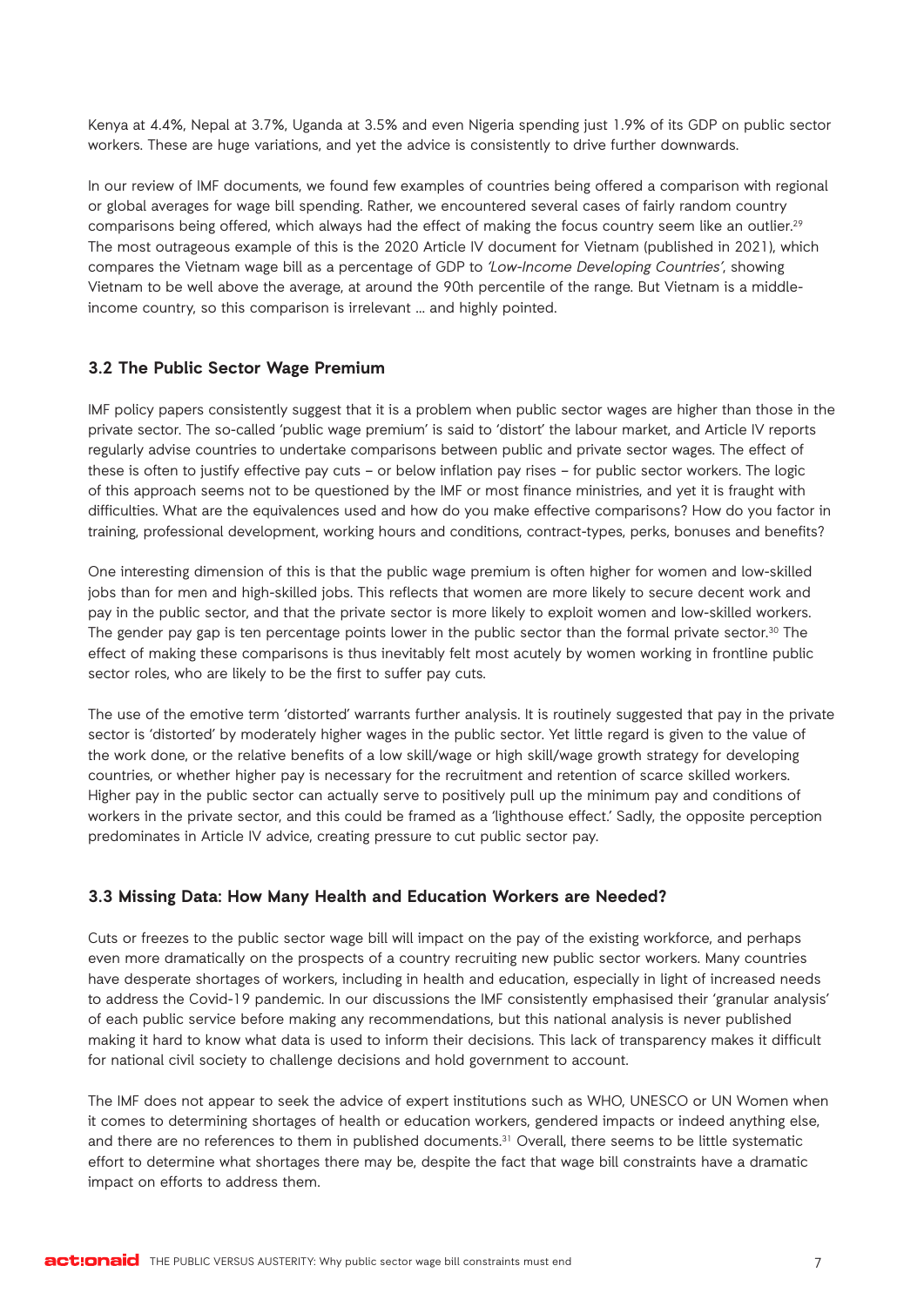Kenya at 4.4%, Nepal at 3.7%, Uganda at 3.5% and even Nigeria spending just 1.9% of its GDP on public sector workers. These are huge variations, and yet the advice is consistently to drive further downwards.

In our review of IMF documents, we found few examples of countries being offered a comparison with regional or global averages for wage bill spending. Rather, we encountered several cases of fairly random country comparisons being offered, which always had the effect of making the focus country seem like an outlier.[29] The most outrageous example of this is the 2020 Article IV document for Vietnam (published in 2021), which compares the Vietnam wage bill as a percentage of GDP to *'Low-Income Developing Countries'*, showing Vietnam to be well above the average, at around the 90th percentile of the range. But Vietnam is a middle-income country, so this comparison is irrelevant … and highly pointed.

### 3.2 The Public Sector Wage Premium

IMF policy papers consistently suggest that it is a problem when public sector wages are higher than those in the private sector. The so-called 'public wage premium' is said to 'distort' the labour market, and Article IV reports regularly advise countries to undertake comparisons between public and private sector wages. The effect of these is often to justify effective pay cuts – or below inflation pay rises – for public sector workers. The logic of this approach seems not to be questioned by the IMF or most finance ministries, and yet it is fraught with difficulties. What are the equivalences used and how do you make effective comparisons? How do you factor in training, professional development, working hours and conditions, contract-types, perks, bonuses and benefits?

One interesting dimension of this is that the public wage premium is often higher for women and low-skilled jobs than for men and high-skilled jobs. This reflects that women are more likely to secure decent work and pay in the public sector, and that the private sector is more likely to exploit women and low-skilled workers. The gender pay gap is ten percentage points lower in the public sector than the formal private sector.[30] The effect of making these comparisons is thus inevitably felt most acutely by women working in frontline public sector roles, who are likely to be the first to suffer pay cuts.

The use of the emotive term 'distorted' warrants further analysis. It is routinely suggested that pay in the private sector is 'distorted' by moderately higher wages in the public sector. Yet little regard is given to the value of the work done, or the relative benefits of a low skill/wage or high skill/wage growth strategy for developing countries, or whether higher pay is necessary for the recruitment and retention of scarce skilled workers. Higher pay in the public sector can actually serve to positively pull up the minimum pay and conditions of workers in the private sector, and this could be framed as a 'lighthouse effect.' Sadly, the opposite perception predominates in Article IV advice, creating pressure to cut public sector pay.

### 3.3 Missing Data: How Many Health and Education Workers are Needed?

Cuts or freezes to the public sector wage bill will impact on the pay of the existing workforce, and perhaps even more dramatically on the prospects of a country recruiting new public sector workers. Many countries have desperate shortages of workers, including in health and education, especially in light of increased needs to address the Covid-19 pandemic. In our discussions the IMF consistently emphasised their 'granular analysis' of each public service before making any recommendations, but this national analysis is never published making it hard to know what data is used to inform their decisions. This lack of transparency makes it difficult for national civil society to challenge decisions and hold government to account.

The IMF does not appear to seek the advice of expert institutions such as WHO, UNESCO or UN Women when it comes to determining shortages of health or education workers, gendered impacts or indeed anything else, and there are no references to them in published documents.[31] Overall, there seems to be little systematic effort to determine what shortages there may be, despite the fact that wage bill constraints have a dramatic impact on efforts to address them.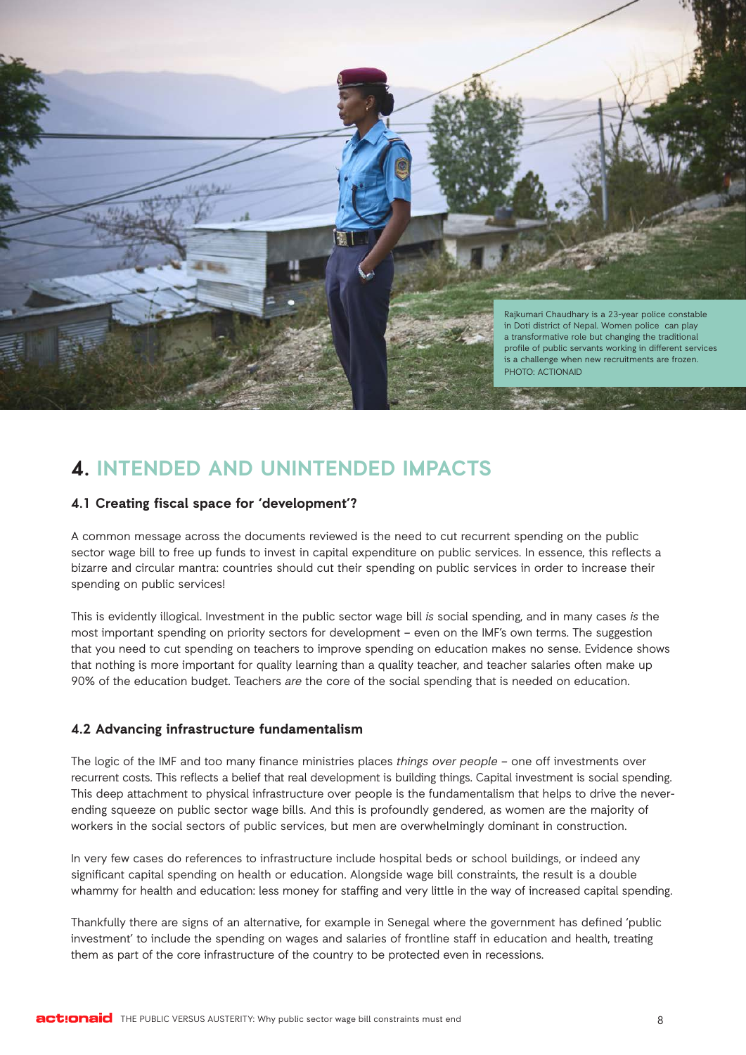Rajkumari Chaudhary is a 23-year police constable in Doti district of Nepal. Women police can play a transformative role but changing the traditional profile of public servants working in different services is a challenge when new recruitments are frozen.
PHOTO: ACTIONAID

# 4. INTENDED AND UNINTENDED IMPACTS

### 4.1 Creating fiscal space for 'development'?

A common message across the documents reviewed is the need to cut recurrent spending on the public sector wage bill to free up funds to invest in capital expenditure on public services. In essence, this reflects a bizarre and circular mantra: countries should cut their spending on public services in order to increase their spending on public services!

This is evidently illogical. Investment in the public sector wage bill *is* social spending, and in many cases *is* the most important spending on priority sectors for development – even on the IMF's own terms. The suggestion that you need to cut spending on teachers to improve spending on education makes no sense. Evidence shows that nothing is more important for quality learning than a quality teacher, and teacher salaries often make up 90% of the education budget. Teachers *are* the core of the social spending that is needed on education.

### 4.2 Advancing infrastructure fundamentalism

The logic of the IMF and too many finance ministries places *things over people* – one off investments over recurrent costs. This reflects a belief that real development is building things. Capital investment is social spending. This deep attachment to physical infrastructure over people is the fundamentalism that helps to drive the never-ending squeeze on public sector wage bills. And this is profoundly gendered, as women are the majority of workers in the social sectors of public services, but men are overwhelmingly dominant in construction.

In very few cases do references to infrastructure include hospital beds or school buildings, or indeed any significant capital spending on health or education. Alongside wage bill constraints, the result is a double whammy for health and education: less money for staffing and very little in the way of increased capital spending.

Thankfully there are signs of an alternative, for example in Senegal where the government has defined 'public investment' to include the spending on wages and salaries of frontline staff in education and health, treating them as part of the core infrastructure of the country to be protected even in recessions.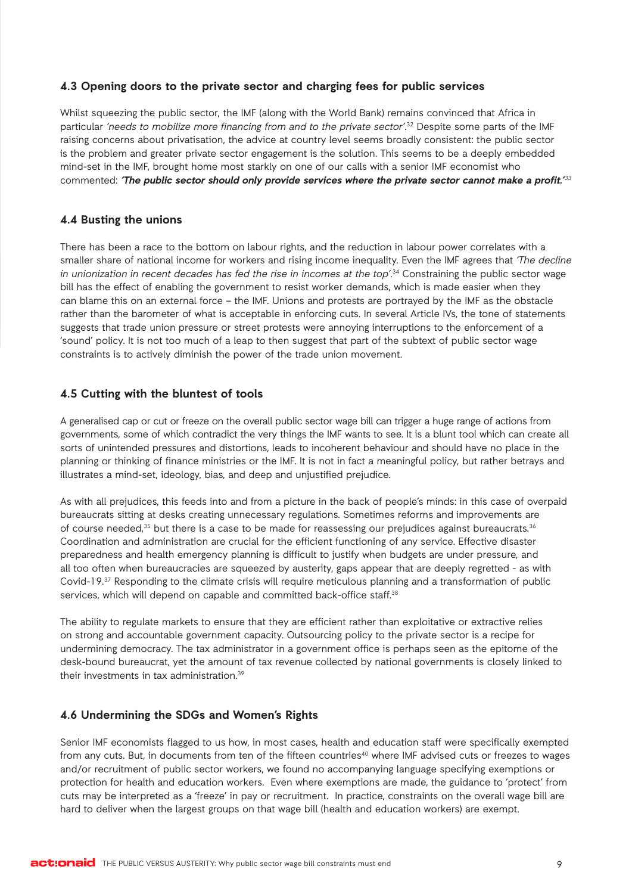### 4.3 Opening doors to the private sector and charging fees for public services

Whilst squeezing the public sector, the IMF (along with the World Bank) remains convinced that Africa in particular *'needs to mobilize more financing from and to the private sector'*.[32] Despite some parts of the IMF raising concerns about privatisation, the advice at country level seems broadly consistent: the public sector is the problem and greater private sector engagement is the solution. This seems to be a deeply embedded mind-set in the IMF, brought home most starkly on one of our calls with a senior IMF economist who commented: ***'The public sector should only provide services where the private sector cannot make a profit.'***[33]

### 4.4 Busting the unions

There has been a race to the bottom on labour rights, and the reduction in labour power correlates with a smaller share of national income for workers and rising income inequality. Even the IMF agrees that *'The decline in unionization in recent decades has fed the rise in incomes at the top'*.[34] Constraining the public sector wage bill has the effect of enabling the government to resist worker demands, which is made easier when they can blame this on an external force – the IMF. Unions and protests are portrayed by the IMF as the obstacle rather than the barometer of what is acceptable in enforcing cuts. In several Article IVs, the tone of statements suggests that trade union pressure or street protests were annoying interruptions to the enforcement of a 'sound' policy. It is not too much of a leap to then suggest that part of the subtext of public sector wage constraints is to actively diminish the power of the trade union movement.

### 4.5 Cutting with the bluntest of tools

A generalised cap or cut or freeze on the overall public sector wage bill can trigger a huge range of actions from governments, some of which contradict the very things the IMF wants to see. It is a blunt tool which can create all sorts of unintended pressures and distortions, leads to incoherent behaviour and should have no place in the planning or thinking of finance ministries or the IMF. It is not in fact a meaningful policy, but rather betrays and illustrates a mind-set, ideology, bias, and deep and unjustified prejudice.

As with all prejudices, this feeds into and from a picture in the back of people's minds: in this case of overpaid bureaucrats sitting at desks creating unnecessary regulations. Sometimes reforms and improvements are of course needed,[35] but there is a case to be made for reassessing our prejudices against bureaucrats.[36] Coordination and administration are crucial for the efficient functioning of any service. Effective disaster preparedness and health emergency planning is difficult to justify when budgets are under pressure, and all too often when bureaucracies are squeezed by austerity, gaps appear that are deeply regretted - as with Covid-19.[37] Responding to the climate crisis will require meticulous planning and a transformation of public services, which will depend on capable and committed back-office staff.[38]

The ability to regulate markets to ensure that they are efficient rather than exploitative or extractive relies on strong and accountable government capacity. Outsourcing policy to the private sector is a recipe for undermining democracy. The tax administrator in a government office is perhaps seen as the epitome of the desk-bound bureaucrat, yet the amount of tax revenue collected by national governments is closely linked to their investments in tax administration.[39]

### 4.6 Undermining the SDGs and Women's Rights

Senior IMF economists flagged to us how, in most cases, health and education staff were specifically exempted from any cuts. But, in documents from ten of the fifteen countries[40] where IMF advised cuts or freezes to wages and/or recruitment of public sector workers, we found no accompanying language specifying exemptions or protection for health and education workers. Even where exemptions are made, the guidance to 'protect' from cuts may be interpreted as a 'freeze' in pay or recruitment. In practice, constraints on the overall wage bill are hard to deliver when the largest groups on that wage bill (health and education workers) are exempt.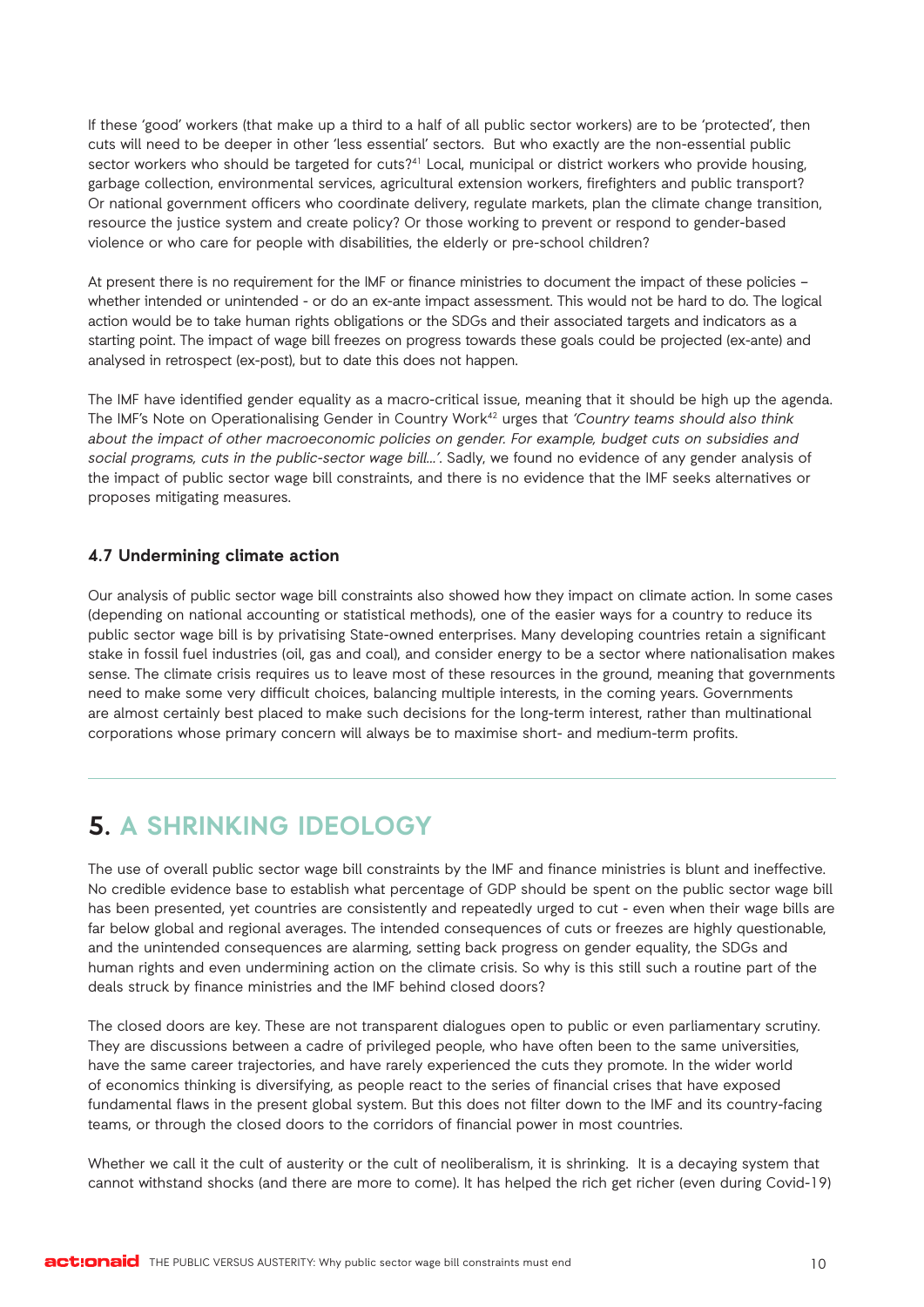If these 'good' workers (that make up a third to a half of all public sector workers) are to be 'protected', then cuts will need to be deeper in other 'less essential' sectors. But who exactly are the non-essential public sector workers who should be targeted for cuts?[41] Local, municipal or district workers who provide housing, garbage collection, environmental services, agricultural extension workers, firefighters and public transport? Or national government officers who coordinate delivery, regulate markets, plan the climate change transition, resource the justice system and create policy? Or those working to prevent or respond to gender-based violence or who care for people with disabilities, the elderly or pre-school children?

At present there is no requirement for the IMF or finance ministries to document the impact of these policies – whether intended or unintended - or do an ex-ante impact assessment. This would not be hard to do. The logical action would be to take human rights obligations or the SDGs and their associated targets and indicators as a starting point. The impact of wage bill freezes on progress towards these goals could be projected (ex-ante) and analysed in retrospect (ex-post), but to date this does not happen.

The IMF have identified gender equality as a macro-critical issue, meaning that it should be high up the agenda. The IMF's Note on Operationalising Gender in Country Work[42] urges that *'Country teams should also think about the impact of other macroeconomic policies on gender. For example, budget cuts on subsidies and social programs, cuts in the public-sector wage bill…'*. Sadly, we found no evidence of any gender analysis of the impact of public sector wage bill constraints, and there is no evidence that the IMF seeks alternatives or proposes mitigating measures.

### 4.7 Undermining climate action

Our analysis of public sector wage bill constraints also showed how they impact on climate action. In some cases (depending on national accounting or statistical methods), one of the easier ways for a country to reduce its public sector wage bill is by privatising State-owned enterprises. Many developing countries retain a significant stake in fossil fuel industries (oil, gas and coal), and consider energy to be a sector where nationalisation makes sense. The climate crisis requires us to leave most of these resources in the ground, meaning that governments need to make some very difficult choices, balancing multiple interests, in the coming years. Governments are almost certainly best placed to make such decisions for the long-term interest, rather than multinational corporations whose primary concern will always be to maximise short- and medium-term profits.

## 5. A SHRINKING IDEOLOGY

The use of overall public sector wage bill constraints by the IMF and finance ministries is blunt and ineffective. No credible evidence base to establish what percentage of GDP should be spent on the public sector wage bill has been presented, yet countries are consistently and repeatedly urged to cut - even when their wage bills are far below global and regional averages. The intended consequences of cuts or freezes are highly questionable, and the unintended consequences are alarming, setting back progress on gender equality, the SDGs and human rights and even undermining action on the climate crisis. So why is this still such a routine part of the deals struck by finance ministries and the IMF behind closed doors?

The closed doors are key. These are not transparent dialogues open to public or even parliamentary scrutiny. They are discussions between a cadre of privileged people, who have often been to the same universities, have the same career trajectories, and have rarely experienced the cuts they promote. In the wider world of economics thinking is diversifying, as people react to the series of financial crises that have exposed fundamental flaws in the present global system. But this does not filter down to the IMF and its country-facing teams, or through the closed doors to the corridors of financial power in most countries.

Whether we call it the cult of austerity or the cult of neoliberalism, it is shrinking. It is a decaying system that cannot withstand shocks (and there are more to come). It has helped the rich get richer (even during Covid-19)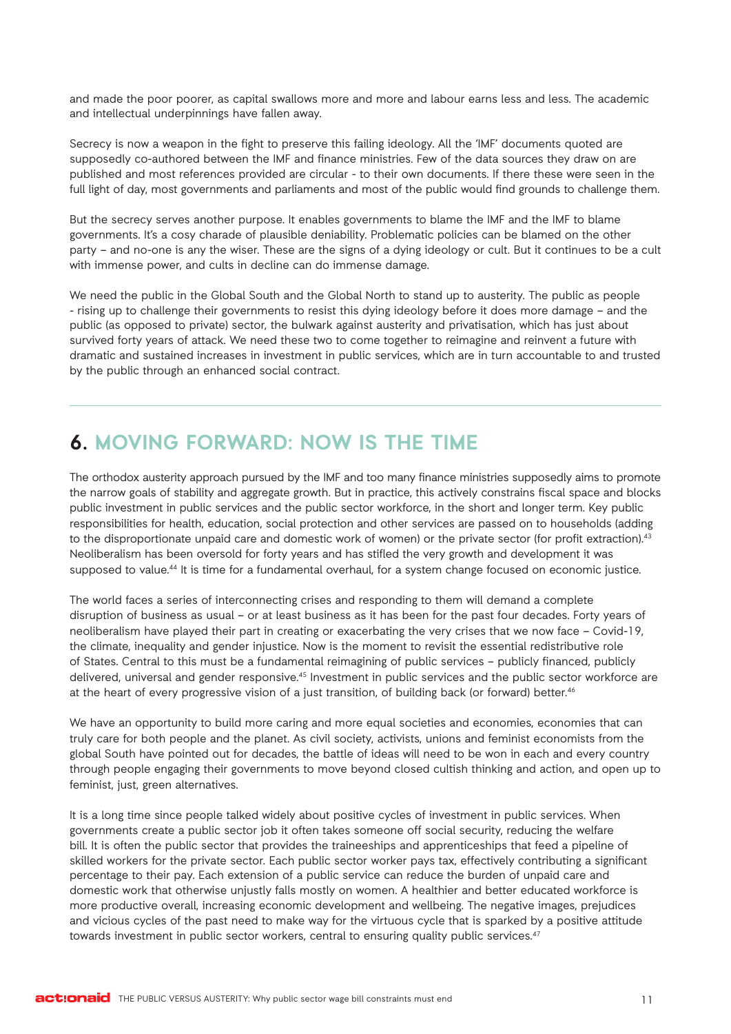and made the poor poorer, as capital swallows more and more and labour earns less and less. The academic and intellectual underpinnings have fallen away.

Secrecy is now a weapon in the fight to preserve this failing ideology. All the 'IMF' documents quoted are supposedly co-authored between the IMF and finance ministries. Few of the data sources they draw on are published and most references provided are circular - to their own documents. If there these were seen in the full light of day, most governments and parliaments and most of the public would find grounds to challenge them.

But the secrecy serves another purpose. It enables governments to blame the IMF and the IMF to blame governments. It's a cosy charade of plausible deniability. Problematic policies can be blamed on the other party – and no-one is any the wiser. These are the signs of a dying ideology or cult. But it continues to be a cult with immense power, and cults in decline can do immense damage.

We need the public in the Global South and the Global North to stand up to austerity. The public as people - rising up to challenge their governments to resist this dying ideology before it does more damage – and the public (as opposed to private) sector, the bulwark against austerity and privatisation, which has just about survived forty years of attack. We need these two to come together to reimagine and reinvent a future with dramatic and sustained increases in investment in public services, which are in turn accountable to and trusted by the public through an enhanced social contract.

## 6. MOVING FORWARD: NOW IS THE TIME

The orthodox austerity approach pursued by the IMF and too many finance ministries supposedly aims to promote the narrow goals of stability and aggregate growth. But in practice, this actively constrains fiscal space and blocks public investment in public services and the public sector workforce, in the short and longer term. Key public responsibilities for health, education, social protection and other services are passed on to households (adding to the disproportionate unpaid care and domestic work of women) or the private sector (for profit extraction).[43] Neoliberalism has been oversold for forty years and has stifled the very growth and development it was supposed to value.[44] It is time for a fundamental overhaul, for a system change focused on economic justice.

The world faces a series of interconnecting crises and responding to them will demand a complete disruption of business as usual – or at least business as it has been for the past four decades. Forty years of neoliberalism have played their part in creating or exacerbating the very crises that we now face – Covid-19, the climate, inequality and gender injustice. Now is the moment to revisit the essential redistributive role of States. Central to this must be a fundamental reimagining of public services – publicly financed, publicly delivered, universal and gender responsive.[45] Investment in public services and the public sector workforce are at the heart of every progressive vision of a just transition, of building back (or forward) better.[46]

We have an opportunity to build more caring and more equal societies and economies, economies that can truly care for both people and the planet. As civil society, activists, unions and feminist economists from the global South have pointed out for decades, the battle of ideas will need to be won in each and every country through people engaging their governments to move beyond closed cultish thinking and action, and open up to feminist, just, green alternatives.

It is a long time since people talked widely about positive cycles of investment in public services. When governments create a public sector job it often takes someone off social security, reducing the welfare bill. It is often the public sector that provides the traineeships and apprenticeships that feed a pipeline of skilled workers for the private sector. Each public sector worker pays tax, effectively contributing a significant percentage to their pay. Each extension of a public service can reduce the burden of unpaid care and domestic work that otherwise unjustly falls mostly on women. A healthier and better educated workforce is more productive overall, increasing economic development and wellbeing. The negative images, prejudices and vicious cycles of the past need to make way for the virtuous cycle that is sparked by a positive attitude towards investment in public sector workers, central to ensuring quality public services.[47]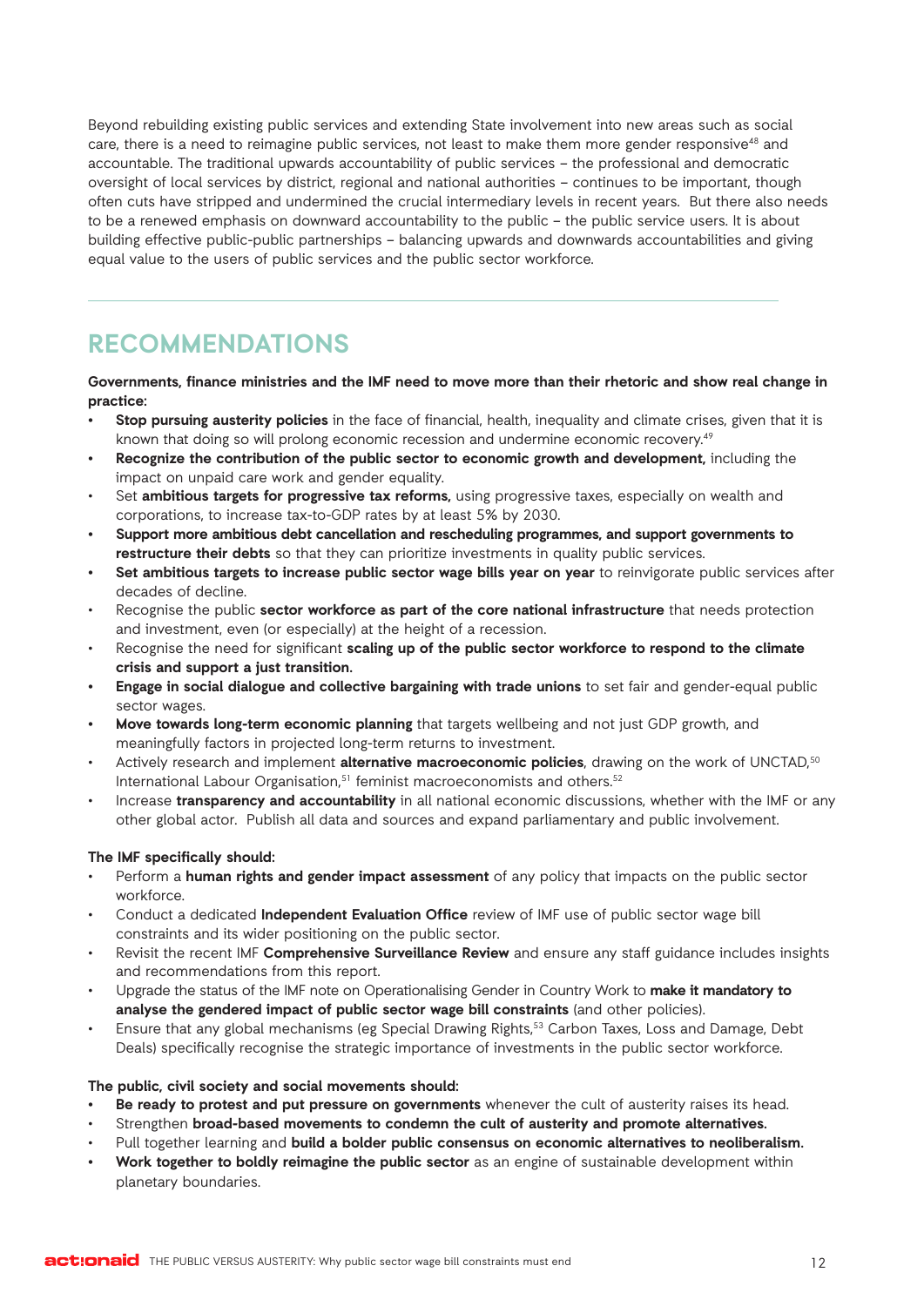Beyond rebuilding existing public services and extending State involvement into new areas such as social care, there is a need to reimagine public services, not least to make them more gender responsive[48] and accountable. The traditional upwards accountability of public services – the professional and democratic oversight of local services by district, regional and national authorities – continues to be important, though often cuts have stripped and undermined the crucial intermediary levels in recent years. But there also needs to be a renewed emphasis on downward accountability to the public – the public service users. It is about building effective public-public partnerships – balancing upwards and downwards accountabilities and giving equal value to the users of public services and the public sector workforce.

## RECOMMENDATIONS

**Governments, finance ministries and the IMF need to move more than their rhetoric and show real change in practice:**

- **Stop pursuing austerity policies** in the face of financial, health, inequality and climate crises, given that it is known that doing so will prolong economic recession and undermine economic recovery.[49]
- **Recognize the contribution of the public sector to economic growth and development,** including the impact on unpaid care work and gender equality.
- Set **ambitious targets for progressive tax reforms,** using progressive taxes, especially on wealth and corporations, to increase tax-to-GDP rates by at least 5% by 2030.
- **Support more ambitious debt cancellation and rescheduling programmes, and support governments to restructure their debts** so that they can prioritize investments in quality public services.
- **Set ambitious targets to increase public sector wage bills year on year** to reinvigorate public services after decades of decline.
- Recognise the public **sector workforce as part of the core national infrastructure** that needs protection and investment, even (or especially) at the height of a recession.
- Recognise the need for significant **scaling up of the public sector workforce to respond to the climate crisis and support a just transition.**
- **Engage in social dialogue and collective bargaining with trade unions** to set fair and gender-equal public sector wages.
- **Move towards long-term economic planning** that targets wellbeing and not just GDP growth, and meaningfully factors in projected long-term returns to investment.
- Actively research and implement **alternative macroeconomic policies**, drawing on the work of UNCTAD,[50] International Labour Organisation,[51] feminist macroeconomists and others.[52]
- Increase **transparency and accountability** in all national economic discussions, whether with the IMF or any other global actor. Publish all data and sources and expand parliamentary and public involvement.

**The IMF specifically should:**

- Perform a **human rights and gender impact assessment** of any policy that impacts on the public sector workforce.
- Conduct a dedicated **Independent Evaluation Office** review of IMF use of public sector wage bill constraints and its wider positioning on the public sector.
- Revisit the recent IMF **Comprehensive Surveillance Review** and ensure any staff guidance includes insights and recommendations from this report.
- Upgrade the status of the IMF note on Operationalising Gender in Country Work to **make it mandatory to analyse the gendered impact of public sector wage bill constraints** (and other policies).
- Ensure that any global mechanisms (eg Special Drawing Rights,[53] Carbon Taxes, Loss and Damage, Debt Deals) specifically recognise the strategic importance of investments in the public sector workforce.

**The public, civil society and social movements should:**

- **Be ready to protest and put pressure on governments** whenever the cult of austerity raises its head.
- Strengthen **broad-based movements to condemn the cult of austerity and promote alternatives.**
- Pull together learning and **build a bolder public consensus on economic alternatives to neoliberalism.**
- **Work together to boldly reimagine the public sector** as an engine of sustainable development within planetary boundaries.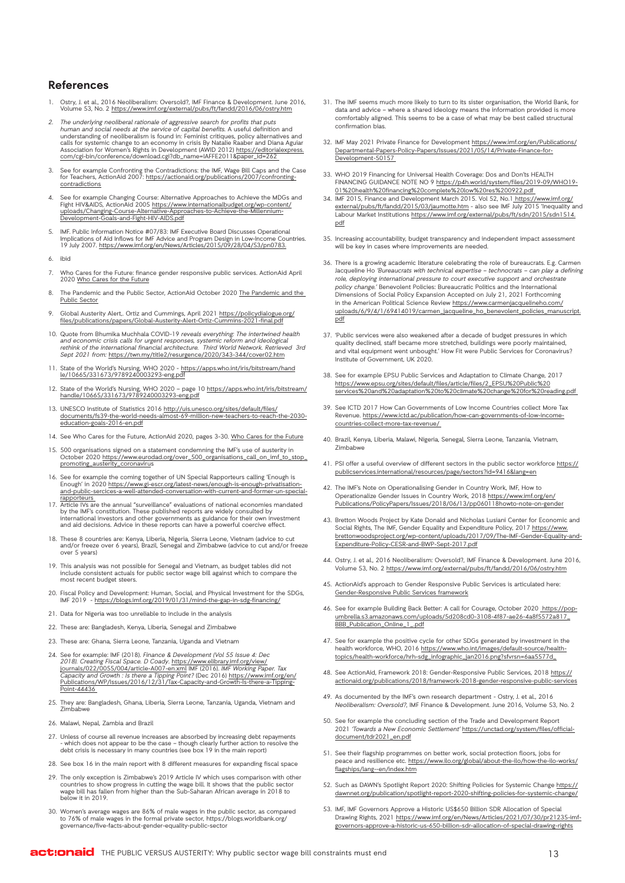## References

1. Ostry, J. et al., 2016 Neoliberalism: Oversold?, IMF Finance & Development. June 2016, Volume 53, No. 2 https://www.imf.org/external/pubs/ft/fandd/2016/06/ostry.htm
2. *The underlying neoliberal rationale of aggressive search for profits that puts human and social needs at the service of capital benefits.* A useful definition and understanding of neoliberalism is found in: Feminist critiques, policy alternatives and calls for systemic change to an economy in crisis By Natalie Raaber and Diana Aguiar Association for Women's Rights in Development (AWID 2012) https://editorialexpress.com/cgi-bin/conference/download.cgi?db_name=IAFFE2011&paper_id=262
3. See for example Confronting the Contradictions: the IMF, Wage Bill Caps and the Case for Teachers, ActionAid 2007: https://actionaid.org/publications/2007/confronting-contradictions
4. See for example Changing Course: Alternative Approaches to Achieve the MDGs and Fight HIV&AIDS, ActionAid 2005 https://www.internationalbudget.org/wp-content/uploads/Changing-Course-Alternative-Approaches-to-Achieve-the-Millennium-Development-Goals-and-Fight-HIV-AIDS.pdf
5. IMF. Public Information Notice #07/83: IMF Executive Board Discusses Operational Implications of Aid Inflows for IMF Advice and Program Design in Low-Income Countries. 19 July 2007. https://www.imf.org/en/News/Articles/2015/09/28/04/53/pn0783.
6. ibid
7. Who Cares for the Future: finance gender responsive public services. ActionAid April 2020 Who Cares for the Future
8. The Pandemic and the Public Sector, ActionAid October 2020 The Pandemic and the Public Sector
9. Global Austerity Alert,. Ortiz and Cummings, April 2021 https://policydialogue.org/files/publications/papers/Global-Austerity-Alert-Ortiz-Cummins-2021-final.pdf
10. Quote from Bhumika Muchhala COVID-19 *reveals everything: The intertwined health and economic crisis calls for urgent responses, systemic reform and ideological rethink of the international financial architecture. Third World Network. Retrieved 3rd Sept 2021 from:* https://twn.my/title2/resurgence/2020/343-344/cover02.htm
11. State of the World's Nursing, WHO 2020 - https://apps.who.int/iris/bitstream/handle/10665/331673/9789240003293-eng.pdf
12. State of the World's Nursing, WHO 2020 – page 10 https://apps.who.int/iris/bitstream/handle/10665/331673/9789240003293-eng.pdf
13. UNESCO Institute of Statistics 2016 http://uis.unesco.org/sites/default/files/documents/fs39-the-world-needs-almost-69-million-new-teachers-to-reach-the-2030-education-goals-2016-en.pdf
14. See Who Cares for the Future, ActionAid 2020, pages 3-30. Who Cares for the Future
15. 500 organisations signed on a statement condemning the IMF's use of austerity in October 2020 https://www.eurodad.org/over_500_organisations_call_on_imf_to_stop_promoting_austerity_coronavirus
16. See for example the coming together of UN Special Rapporteurs calling 'Enough is Enough' in 2020 https://www.gi-escr.org/latest-news/enough-is-enough-privatisation-and-public-sercices-a-well-attended-conversation-with-current-and-former-un-special-rapporteurs
17. Article IVs are the annual "surveillance" evaluations of national economies mandated by the IMF's constitution. These published reports are widely consulted by international investors and other governments as guidance for their own investment and aid decisions. Advice in these reports can have a powerful coercive effect.
18. These 8 countries are: Kenya, Liberia, Nigeria, Sierra Leone, Vietnam (advice to cut and/or freeze over 6 years), Brazil, Senegal and Zimbabwe (advice to cut and/or freeze over 5 years)
19. This analysis was not possible for Senegal and Vietnam, as budget tables did not include consistent actuals for public sector wage bill against which to compare the most recent budget steers.
20. Fiscal Policy and Development: Human, Social, and Physical Investment for the SDGs, IMF 2019 - https://blogs.imf.org/2019/01/31/mind-the-gap-in-sdg-financing/
21. Data for Nigeria was too unreliable to include in the analysis
22. These are: Bangladesh, Kenya, Liberia, Senegal and Zimbabwe
23. These are: Ghana, Sierra Leone, Tanzania, Uganda and Vietnam
24. See for example: IMF (2018). *Finance & Development (Vol 55 Issue 4: Dec 2018). Creating Fiscal Space. D Coady.* https://www.elibrary.imf.org/view/journals/022/0055/004/article-A007-en.xml IMF (2016). *IMF Working Paper. Tax Capacity and Growth : Is there a Tipping Point?* (Dec 2016) https://www.imf.org/en/Publications/WP/Issues/2016/12/31/Tax-Capacity-and-Growth-Is-there-a-Tipping-Point-44436
25. They are: Bangladesh, Ghana, Liberia, Sierra Leone, Tanzania, Uganda, Vietnam and Zimbabwe
26. Malawi, Nepal, Zambia and Brazil
27. Unless of course all revenue increases are absorbed by increasing debt repayments - which does not appear to be the case – though clearly further action to resolve the debt crisis is necessary in many countries (see box 19 in the main report)
28. See box 16 in the main report with 8 different measures for expanding fiscal space
29. The only exception is Zimbabwe's 2019 Article IV which uses comparison with other countries to show progress in cutting the wage bill. It shows that the public sector wage bill has fallen from higher than the Sub-Saharan African average in 2018 to below it in 2019.
30. Women's average wages are 86% of male wages in the public sector, as compared to 76% of male wages in the formal private sector, https://blogs.worldbank.org/governance/five-facts-about-gender-equality-public-sector
31. The IMF seems much more likely to turn to its sister organisation, the World Bank, for data and advice – where a shared ideology means the information provided is more comfortably aligned. This seems to be a case of what may be best called structural confirmation bias.
32. IMF May 2021 Private Finance for Development https://www.imf.org/en/Publications/Departmental-Papers-Policy-Papers/Issues/2021/05/14/Private-Finance-for-Development-50157
33. WHO 2019 Financing for Universal Health Coverage: Dos and Don'ts HEALTH FINANCING GUIDANCE NOTE NO 9 https://p4h.world/system/files/2019-09/WHO19-01%20health%20financing%20complete%20low%20res%200922.pdf
34. IMF 2015, Finance and Development March 2015. Vol 52, No.1 https://www.imf.org/external/pubs/ft/fandd/2015/03/jaumotte.htm - also see IMF July 2015 'Inequality and Labour Market Institutions https://www.imf.org/external/pubs/ft/sdn/2015/sdn1514.pdf
35. Increasing accountability, budget transparency and independent impact assessment will be key in cases where improvements are needed.
36. There is a growing academic literature celebrating the role of bureaucrats. E.g. Carmen Jacqueline Ho *'Bureaucrats with technical expertise – technocrats – can play a defining role, deploying international pressure to court executive support and orchestrate policy change.'* Benevolent Policies: Bureaucratic Politics and the International Dimensions of Social Policy Expansion Accepted on July 21, 2021 Forthcoming in the American Political Science Review https://www.carmenjacquelineho.com/uploads/6/9/4/1/69414019/carmen_jacqueline_ho_benevolent_policies_manuscript.pdf
37. 'Public services were also weakened after a decade of budget pressures in which quality declined, staff became more stretched, buildings were poorly maintained, and vital equipment went unbought.' How Fit were Public Services for Coronavirus? Institute of Government, UK 2020.
38. See for example EPSU Public Services and Adaptation to Climate Change, 2017 https://www.epsu.org/sites/default/files/article/files/2_EPSU%20Public%20services%20and%20adaptation%20to%20climate%20change%20for%20reading.pdf
39. See ICTD 2017 How Can Governments of Low Income Countries collect More Tax Revenue. https://www.ictd.ac/publication/how-can-governments-of-low-income-countries-collect-more-tax-revenue/
40. Brazil, Kenya, Liberia, Malawi, Nigeria, Senegal, Sierra Leone, Tanzania, Vietnam, Zimbabwe
41. PSI offer a useful overview of different sectors in the public sector workforce https://publicservices.international/resources/page/sectors?id=9416&lang=en
42. The IMF's Note on Operationalising Gender in Country Work, IMF, How to Operationalize Gender Issues in Country Work, 2018 https://www.imf.org/en/Publications/PolicyPapers/Issues/2018/06/13/pp060118howto-note-on-gender
43. Bretton Woods Project by Kate Donald and Nicholas Lusiani Center for Economic and Social Rights, The IMF, Gender Equality and Expenditure Policy, 2017 https://www.brettonwoodsproject.org/wp-content/uploads/2017/09/The-IMF-Gender-Equality-and-Expenditure-Policy-CESR-and-BWP-Sept-2017.pdf
44. Ostry, J. et al., 2016 Neoliberalism: Oversold?, IMF Finance & Development. June 2016, Volume 53, No. 2 https://www.imf.org/external/pubs/ft/fandd/2016/06/ostry.htm
45. ActionAid's approach to Gender Responsive Public Services is articulated here: Gender-Responsive Public Services framework
46. See for example Building Back Better: A call for Courage, October 2020 https://pop-umbrella.s3.amazonaws.com/uploads/5d208cd0-3108-4f87-ae26-4a8f5572a817_BBB_Publication_Online_1_.pdf
47. See for example the positive cycle for other SDGs generated by investment in the health workforce, WHO, 2016 https://www.who.int/images/default-source/health-topics/health-workforce/hrh-sdg_infographic_jan2016.png?sfvrsn=6aa5577d_
48. See ActionAid, Framework 2018: Gender-Responsive Public Services, 2018 https://actionaid.org/publications/2018/framework-2018-gender-responsive-public-services
49. As documented by the IMF's own research department - Ostry, J. et al., 2016 *Neoliberalism: Oversold?*, IMF Finance & Development. June 2016, Volume 53, No. 2
50. See for example the concluding section of the Trade and Development Report 2021 *'Towards a New Economic Settlement'* https://unctad.org/system/files/official-document/tdr2021_en.pdf
51. See their flagship programmes on better work, social protection floors, jobs for peace and resilience etc. https://www.ilo.org/global/about-the-ilo/how-the-ilo-works/flagships/lang--en/index.htm
52. Such as DAWN's Spotlight Report 2020: Shifting Policies for Systemic Change https://dawnnet.org/publication/spotlight-report-2020-shifting-policies-for-systemic-change/
53. IMF, IMF Governors Approve a Historic US$650 Billion SDR Allocation of Special Drawing Rights, 2021 https://www.imf.org/en/News/Articles/2021/07/30/pr21235-imf-governors-approve-a-historic-us-650-billion-sdr-allocation-of-special-drawing-rights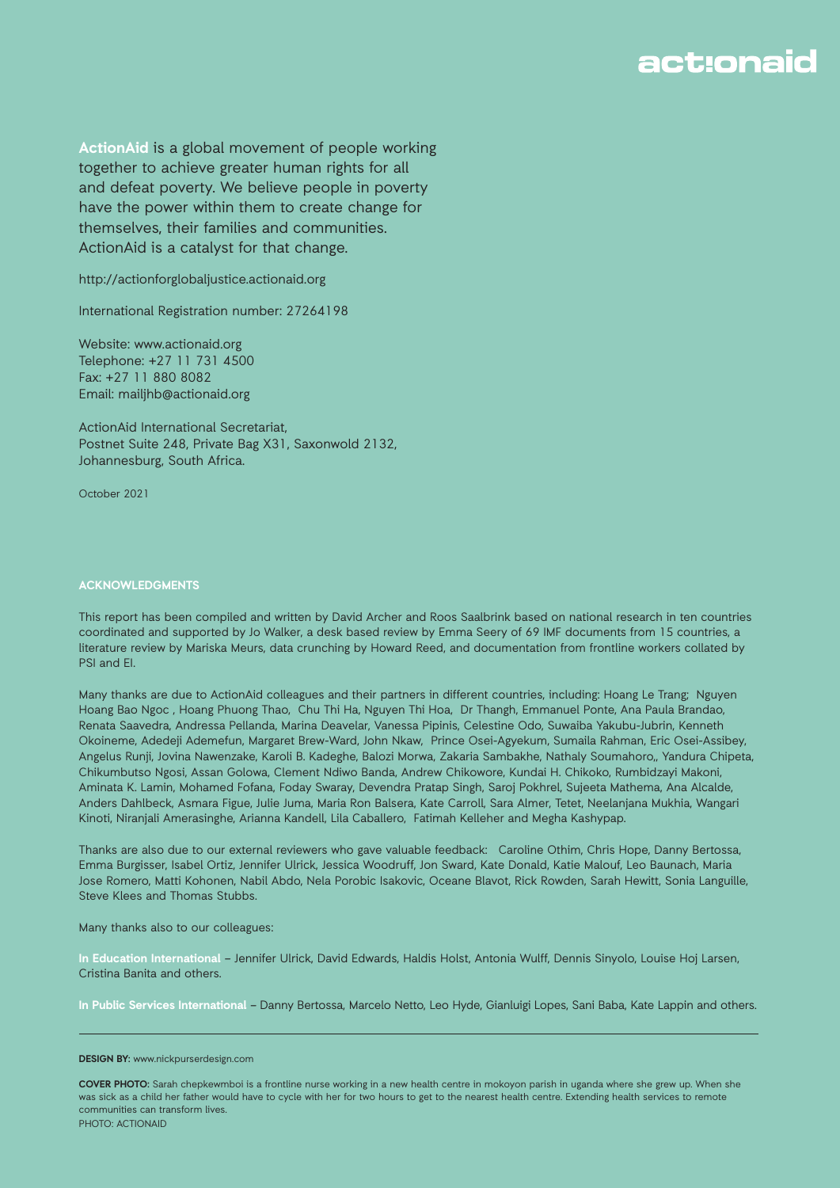actionaid

**ActionAid** is a global movement of people working together to achieve greater human rights for all and defeat poverty. We believe people in poverty have the power within them to create change for themselves, their families and communities. ActionAid is a catalyst for that change.

http://actionforglobaljustice.actionaid.org

International Registration number: 27264198

Website: www.actionaid.org
Telephone: +27 11 731 4500
Fax: +27 11 880 8082
Email: mailjhb@actionaid.org

ActionAid International Secretariat,
Postnet Suite 248, Private Bag X31, Saxonwold 2132,
Johannesburg, South Africa.

October 2021

**ACKNOWLEDGMENTS**

This report has been compiled and written by David Archer and Roos Saalbrink based on national research in ten countries coordinated and supported by Jo Walker, a desk based review by Emma Seery of 69 IMF documents from 15 countries, a literature review by Mariska Meurs, data crunching by Howard Reed, and documentation from frontline workers collated by PSI and EI.

Many thanks are due to ActionAid colleagues and their partners in different countries, including: Hoang Le Trang; Nguyen Hoang Bao Ngoc , Hoang Phuong Thao, Chu Thi Ha, Nguyen Thi Hoa, Dr Thangh, Emmanuel Ponte, Ana Paula Brandao, Renata Saavedra, Andressa Pellanda, Marina Deavelar, Vanessa Pipinis, Celestine Odo, Suwaiba Yakubu-Jubrin, Kenneth Okoineme, Adedeji Ademefun, Margaret Brew-Ward, John Nkaw, Prince Osei-Agyekum, Sumaila Rahman, Eric Osei-Assibey, Angelus Runji, Jovina Nawenzake, Karoli B. Kadeghe, Balozi Morwa, Zakaria Sambakhe, Nathaly Soumahoro,, Yandura Chipeta, Chikumbutso Ngosi, Assan Golowa, Clement Ndiwo Banda, Andrew Chikowore, Kundai H. Chikoko, Rumbidzayi Makoni, Aminata K. Lamin, Mohamed Fofana, Foday Swaray, Devendra Pratap Singh, Saroj Pokhrel, Sujeeta Mathema, Ana Alcalde, Anders Dahlbeck, Asmara Figue, Julie Juma, Maria Ron Balsera, Kate Carroll, Sara Almer, Tetet, Neelanjana Mukhia, Wangari Kinoti, Niranjali Amerasinghe, Arianna Kandell, Lila Caballero, Fatimah Kelleher and Megha Kashypap.

Thanks are also due to our external reviewers who gave valuable feedback: Caroline Othim, Chris Hope, Danny Bertossa, Emma Burgisser, Isabel Ortiz, Jennifer Ulrick, Jessica Woodruff, Jon Sward, Kate Donald, Katie Malouf, Leo Baunach, Maria Jose Romero, Matti Kohonen, Nabil Abdo, Nela Porobic Isakovic, Oceane Blavot, Rick Rowden, Sarah Hewitt, Sonia Languille, Steve Klees and Thomas Stubbs.

Many thanks also to our colleagues:

**In Education International** – Jennifer Ulrick, David Edwards, Haldis Holst, Antonia Wulff, Dennis Sinyolo, Louise Hoj Larsen, Cristina Banita and others.

**In Public Services International** – Danny Bertossa, Marcelo Netto, Leo Hyde, Gianluigi Lopes, Sani Baba, Kate Lappin and others.

---

**DESIGN BY:** www.nickpurserdesign.com

**COVER PHOTO:** Sarah chepkewmboi is a frontline nurse working in a new health centre in mokoyon parish in uganda where she grew up. When she was sick as a child her father would have to cycle with her for two hours to get to the nearest health centre. Extending health services to remote communities can transform lives.
PHOTO: ACTIONAID